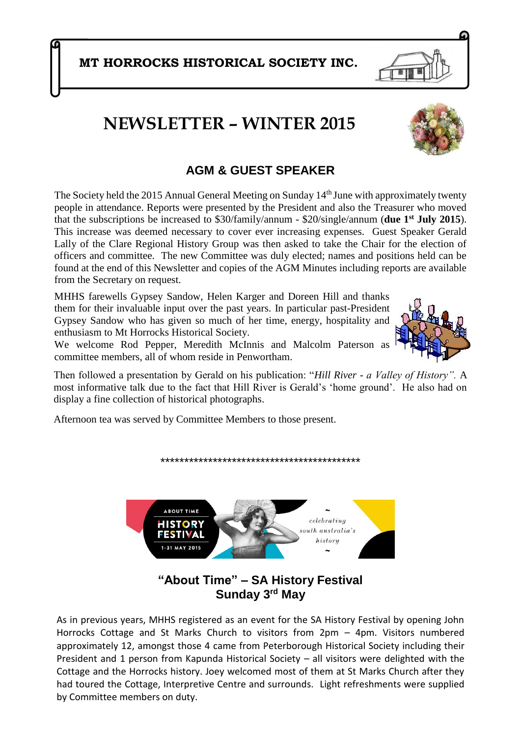**MT HORROCKS HISTORICAL SOCIETY INC.**

# NEWSLETTER – WINTER 2015

## AGM & GUEST SPEAKER

The Society held the 2015 Annual General Meeting on Sunday 14th June with approximately twenty people in attendance. Reports were presented by the President and also the Treasurer who moved that the subscriptions be increased to $30/family/annum - $20/single/annum (**due 1st July 2015**). This increase was deemed necessary to cover ever increasing expenses. Guest Speaker Gerald Lally of the Clare Regional History Group was then asked to take the Chair for the election of officers and committee. The new Committee was duly elected; names and positions held can be found at the end of this Newsletter and copies of the AGM Minutes including reports are available from the Secretary on request.

MHHS farewells Gypsey Sandow, Helen Karger and Doreen Hill and thanks them for their invaluable input over the past years. In particular past-President Gypsey Sandow who has given so much of her time, energy, hospitality and enthusiasm to Mt Horrocks Historical Society.

We welcome Rod Pepper, Meredith McInnis and Malcolm Paterson as committee members, all of whom reside in Penwortham.

Then followed a presentation by Gerald on his publication: "*Hill River - a Valley of History".* A most informative talk due to the fact that Hill River is Gerald's 'home ground'. He also had on display a fine collection of historical photographs.

Afternoon tea was served by Committee Members to those present.

*********************************************

ABOUT TIME HISTORY FESTIVAL 1-31 MAY 2015 ~ celebrating south australia's history ~

## "About Time" – SA History Festival Sunday 3rd May

As in previous years, MHHS registered as an event for the SA History Festival by opening John Horrocks Cottage and St Marks Church to visitors from 2pm – 4pm. Visitors numbered approximately 12, amongst those 4 came from Peterborough Historical Society including their President and 1 person from Kapunda Historical Society – all visitors were delighted with the Cottage and the Horrocks history. Joey welcomed most of them at St Marks Church after they had toured the Cottage, Interpretive Centre and surrounds. Light refreshments were supplied by Committee members on duty.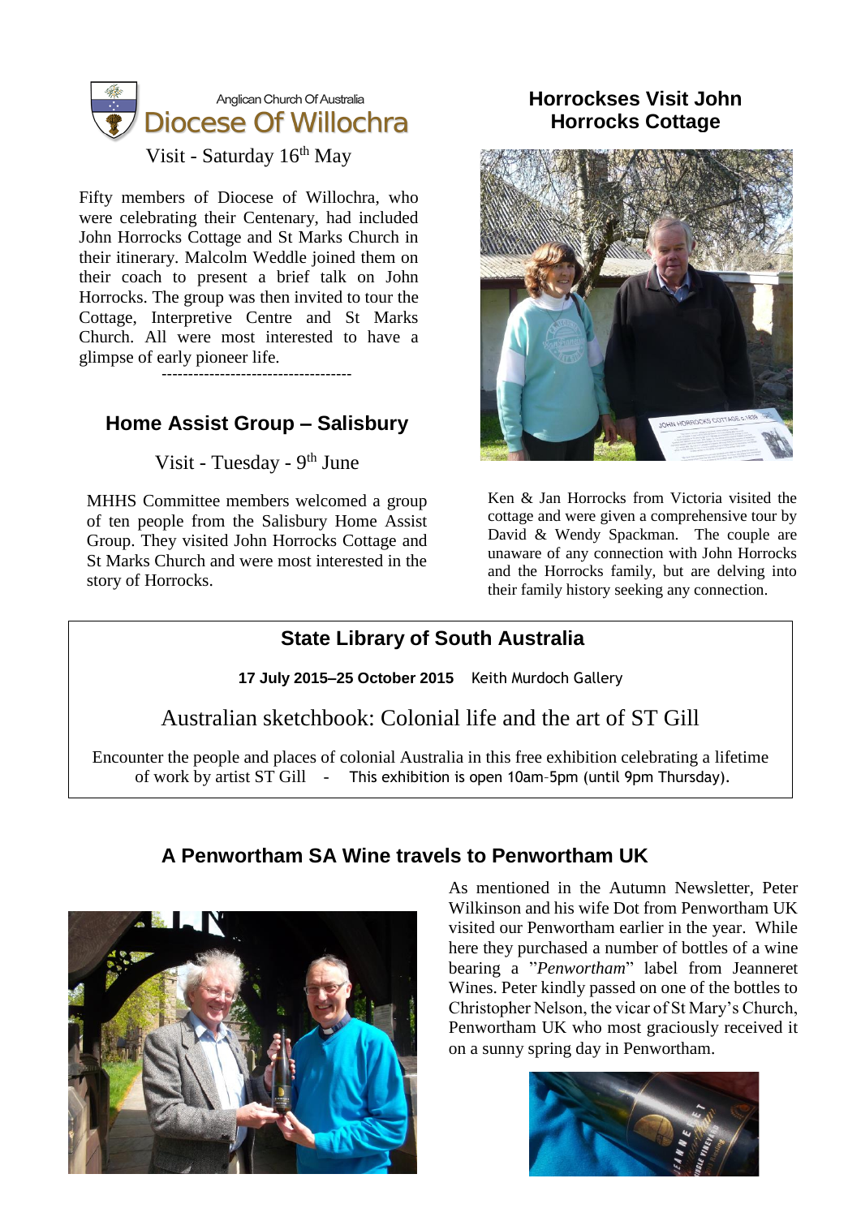Anglican Church Of Australia

## Diocese Of Willochra

Visit - Saturday 16th May

Fifty members of Diocese of Willochra, who were celebrating their Centenary, had included John Horrocks Cottage and St Marks Church in their itinerary. Malcolm Weddle joined them on their coach to present a brief talk on John Horrocks. The group was then invited to tour the Cottage, Interpretive Centre and St Marks Church. All were most interested to have a glimpse of early pioneer life.

------------------------------------

## Home Assist Group – Salisbury

Visit - Tuesday - 9th June

MHHS Committee members welcomed a group of ten people from the Salisbury Home Assist Group. They visited John Horrocks Cottage and St Marks Church and were most interested in the story of Horrocks.

## Horrockses Visit John Horrocks Cottage

Ken & Jan Horrocks from Victoria visited the cottage and were given a comprehensive tour by David & Wendy Spackman. The couple are unaware of any connection with John Horrocks and the Horrocks family, but are delving into their family history seeking any connection.

## State Library of South Australia

**17 July 2015–25 October 2015** Keith Murdoch Gallery

Australian sketchbook: Colonial life and the art of ST Gill

Encounter the people and places of colonial Australia in this free exhibition celebrating a lifetime of work by artist ST Gill - This exhibition is open 10am-5pm (until 9pm Thursday).

## A Penwortham SA Wine travels to Penwortham UK

As mentioned in the Autumn Newsletter, Peter Wilkinson and his wife Dot from Penwortham UK visited our Penwortham earlier in the year. While here they purchased a number of bottles of a wine bearing a "*Penwortham*" label from Jeanneret Wines. Peter kindly passed on one of the bottles to Christopher Nelson, the vicar of St Mary's Church, Penwortham UK who most graciously received it on a sunny spring day in Penwortham.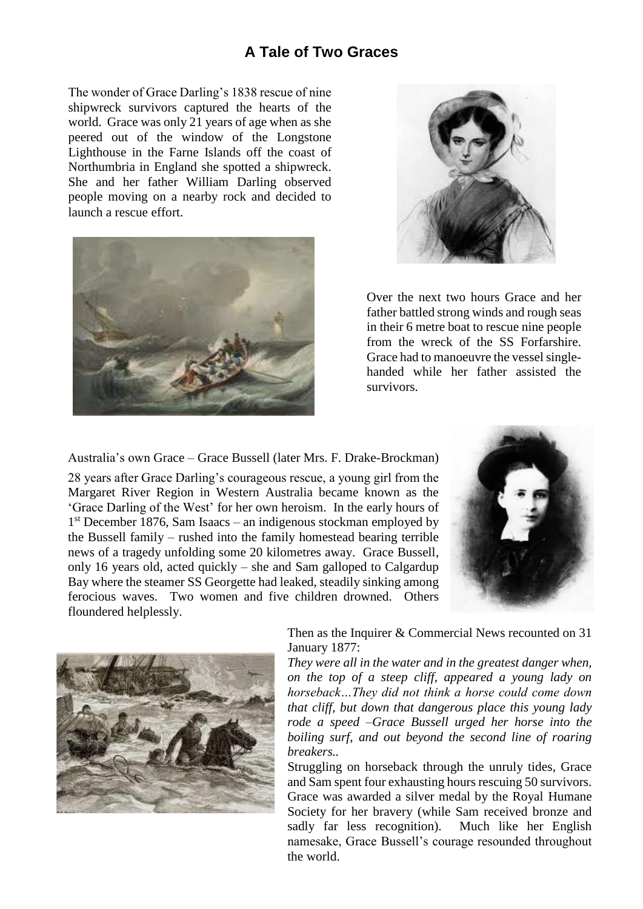# A Tale of Two Graces

The wonder of Grace Darling's 1838 rescue of nine shipwreck survivors captured the hearts of the world. Grace was only 21 years of age when as she peered out of the window of the Longstone Lighthouse in the Farne Islands off the coast of Northumbria in England she spotted a shipwreck. She and her father William Darling observed people moving on a nearby rock and decided to launch a rescue effort.

Over the next two hours Grace and her father battled strong winds and rough seas in their 6 metre boat to rescue nine people from the wreck of the SS Forfarshire. Grace had to manoeuvre the vessel single-handed while her father assisted the survivors.

Australia's own Grace – Grace Bussell (later Mrs. F. Drake-Brockman)

28 years after Grace Darling's courageous rescue, a young girl from the Margaret River Region in Western Australia became known as the 'Grace Darling of the West' for her own heroism. In the early hours of 1st December 1876, Sam Isaacs – an indigenous stockman employed by the Bussell family – rushed into the family homestead bearing terrible news of a tragedy unfolding some 20 kilometres away. Grace Bussell, only 16 years old, acted quickly – she and Sam galloped to Calgardup Bay where the steamer SS Georgette had leaked, steadily sinking among ferocious waves. Two women and five children drowned. Others floundered helplessly.

Then as the Inquirer & Commercial News recounted on 31 January 1877:

*They were all in the water and in the greatest danger when, on the top of a steep cliff, appeared a young lady on horseback…They did not think a horse could come down that cliff, but down that dangerous place this young lady rode a speed –Grace Bussell urged her horse into the boiling surf, and out beyond the second line of roaring breakers..*

Struggling on horseback through the unruly tides, Grace and Sam spent four exhausting hours rescuing 50 survivors. Grace was awarded a silver medal by the Royal Humane Society for her bravery (while Sam received bronze and sadly far less recognition). Much like her English namesake, Grace Bussell's courage resounded throughout the world.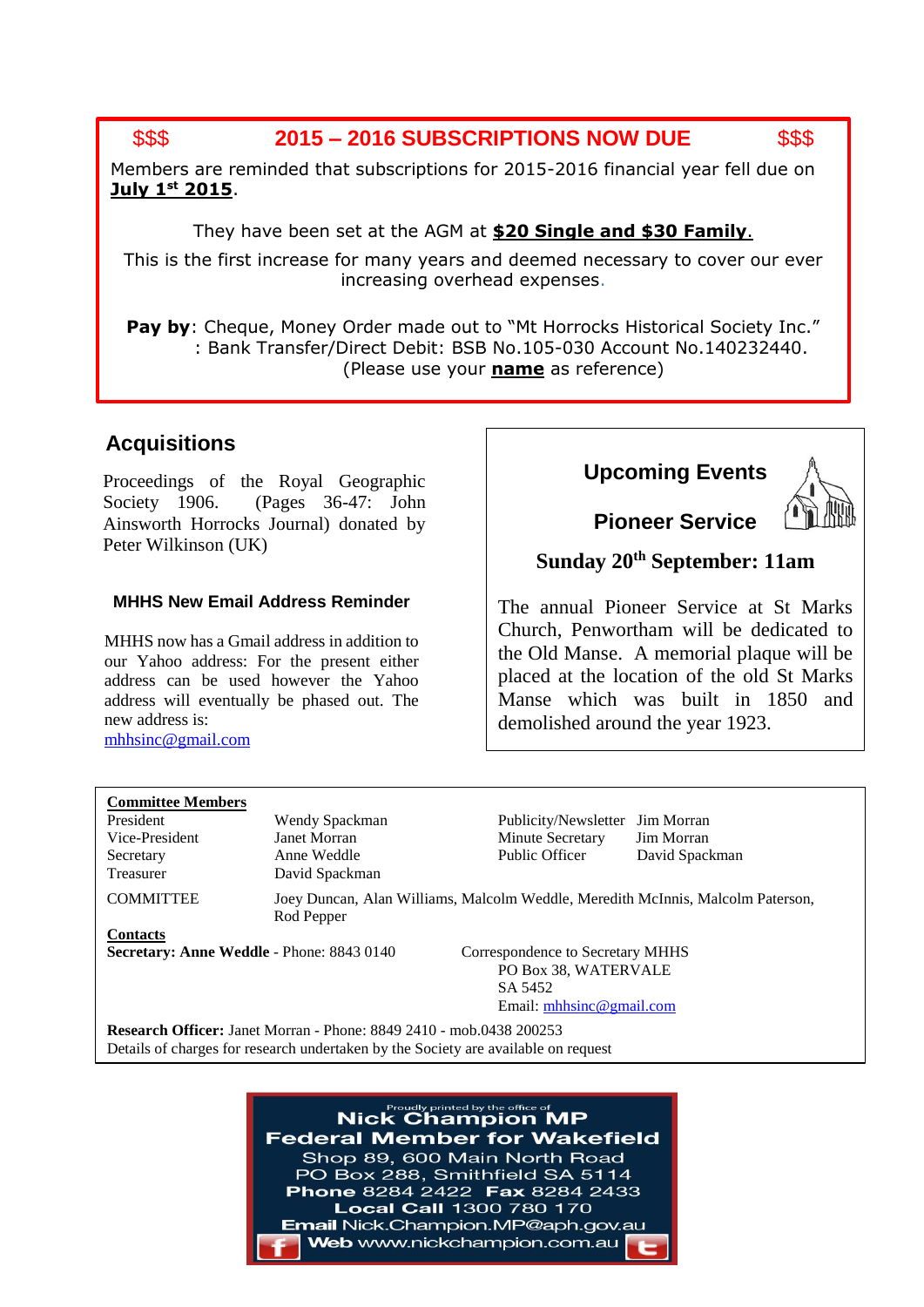## $$$ 2015 – 2016 SUBSCRIPTIONS NOW DUE $$$

Members are reminded that subscriptions for 2015-2016 financial year fell due on **July 1st 2015**.

They have been set at the AGM at **$20 Single and $30 Family**.

This is the first increase for many years and deemed necessary to cover our ever increasing overhead expenses.

**Pay by**: Cheque, Money Order made out to "Mt Horrocks Historical Society Inc."
: Bank Transfer/Direct Debit: BSB No.105-030 Account No.140232440.
(Please use your **name** as reference)

## Acquisitions

Proceedings of the Royal Geographic Society 1906. (Pages 36-47: John Ainsworth Horrocks Journal) donated by Peter Wilkinson (UK)

### MHHS New Email Address Reminder

MHHS now has a Gmail address in addition to our Yahoo address: For the present either address can be used however the Yahoo address will eventually be phased out. The new address is:
mhhsinc@gmail.com

## Upcoming Events

### Pioneer Service

**Sunday 20th September: 11am**

The annual Pioneer Service at St Marks Church, Penwortham will be dedicated to the Old Manse. A memorial plaque will be placed at the location of the old St Marks Manse which was built in 1850 and demolished around the year 1923.

**Committee Members**

| | | | |
|---|---|---|---|
| President | Wendy Spackman | Publicity/Newsletter | Jim Morran |
| Vice-President | Janet Morran | Minute Secretary | Jim Morran |
| Secretary | Anne Weddle | Public Officer | David Spackman |
| Treasurer | David Spackman | | |

COMMITTEE: Joey Duncan, Alan Williams, Malcolm Weddle, Meredith McInnis, Malcolm Paterson, Rod Pepper

**Contacts**

**Secretary: Anne Weddle** - Phone: 8843 0140

Correspondence to Secretary MHHS
PO Box 38, WATERVALE
SA 5452
Email: mhhsinc@gmail.com

**Research Officer:** Janet Morran - Phone: 8849 2410 - mob.0438 200253
Details of charges for research undertaken by the Society are available on request

Proudly printed by the office of
**Nick Champion MP**
**Federal Member for Wakefield**
Shop 89, 600 Main North Road
PO Box 288, Smithfield SA 5114
**Phone** 8284 2422 **Fax** 8284 2433
**Local Call** 1300 780 170
**Email** Nick.Champion.MP@aph.gov.au
**Web** www.nickchampion.com.au